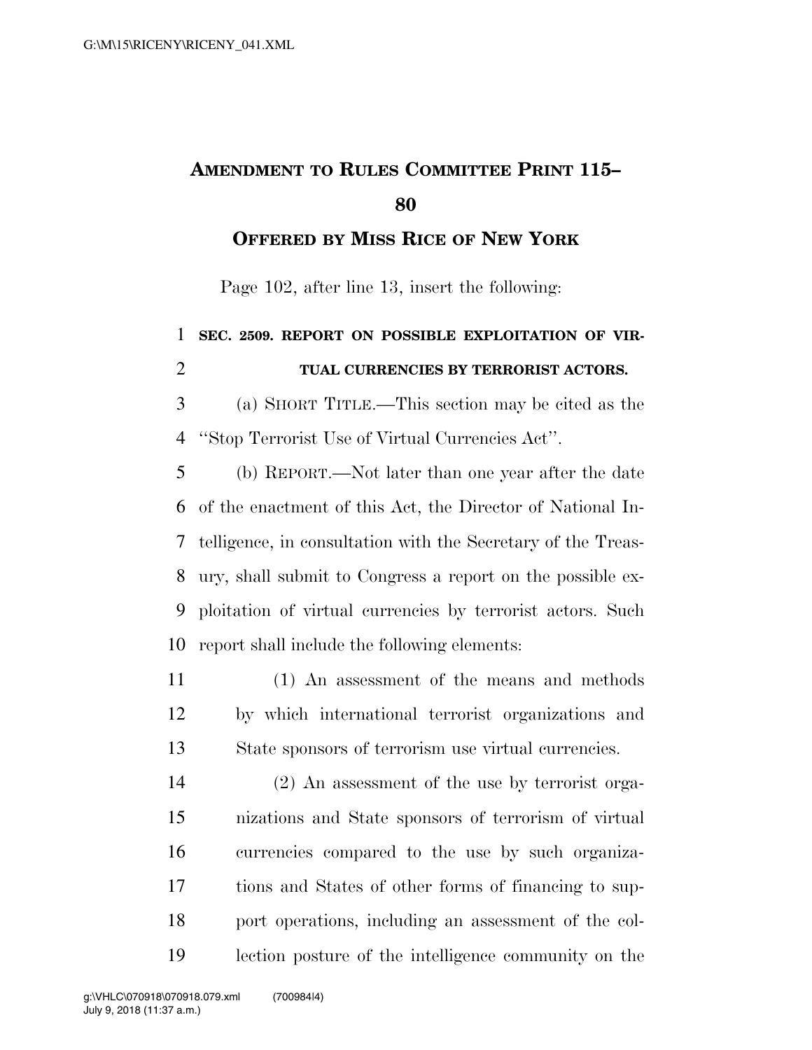# AMENDMENT TO RULES COMMITTEE PRINT 115–80

## OFFERED BY MISS RICE OF NEW YORK

Page 102, after line 13, insert the following:

**SEC. 2509. REPORT ON POSSIBLE EXPLOITATION OF VIRTUAL CURRENCIES BY TERRORIST ACTORS.**

(a) SHORT TITLE.—This section may be cited as the "Stop Terrorist Use of Virtual Currencies Act".

(b) REPORT.—Not later than one year after the date of the enactment of this Act, the Director of National Intelligence, in consultation with the Secretary of the Treasury, shall submit to Congress a report on the possible exploitation of virtual currencies by terrorist actors. Such report shall include the following elements:

(1) An assessment of the means and methods by which international terrorist organizations and State sponsors of terrorism use virtual currencies.

(2) An assessment of the use by terrorist organizations and State sponsors of terrorism of virtual currencies compared to the use by such organizations and States of other forms of financing to support operations, including an assessment of the collection posture of the intelligence community on the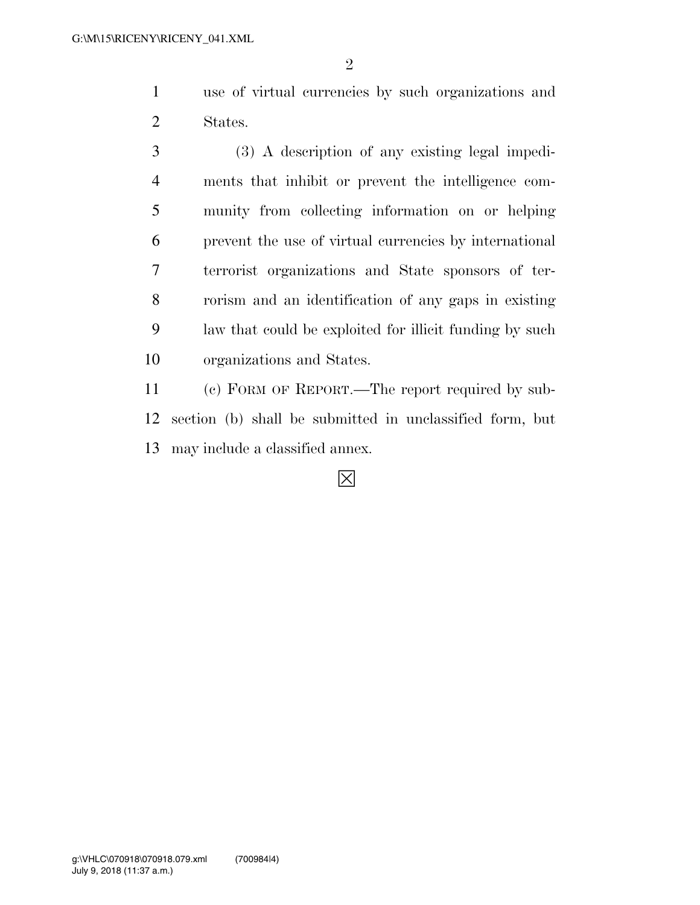use of virtual currencies by such organizations and States.

(3) A description of any existing legal impediments that inhibit or prevent the intelligence community from collecting information on or helping prevent the use of virtual currencies by international terrorist organizations and State sponsors of terrorism and an identification of any gaps in existing law that could be exploited for illicit funding by such organizations and States.

(c) FORM OF REPORT.—The report required by subsection (b) shall be submitted in unclassified form, but may include a classified annex.